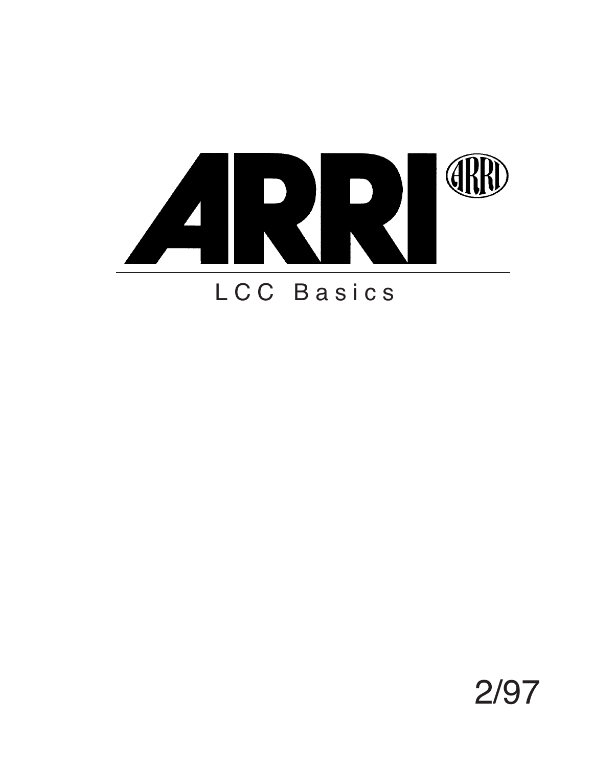# ARRI

## LCC Basics

2/97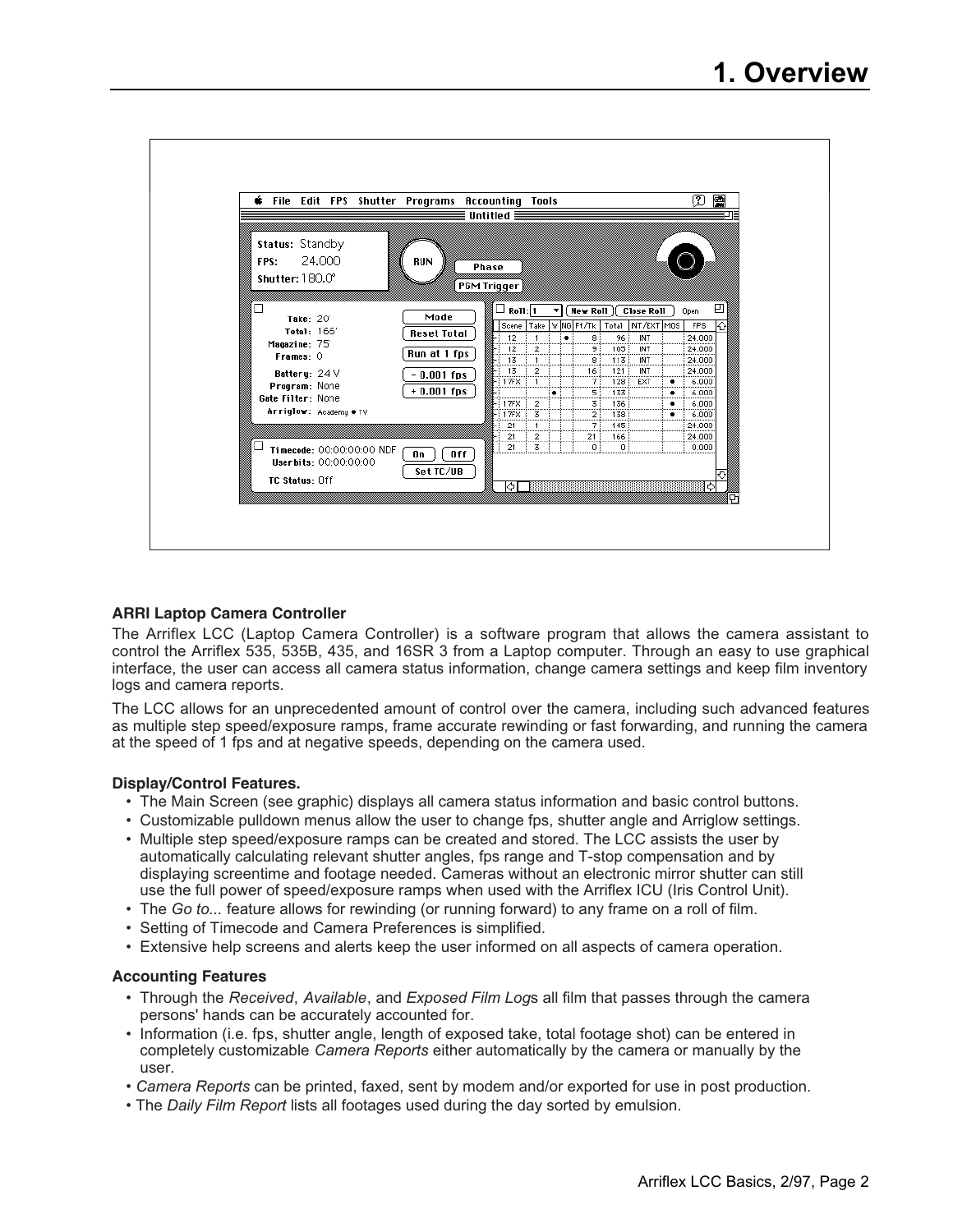# 1. Overview

**ARRI Laptop Camera Controller**

The Arriflex LCC (Laptop Camera Controller) is a software program that allows the camera assistant to control the Arriflex 535, 535B, 435, and 16SR 3 from a Laptop computer. Through an easy to use graphical interface, the user can access all camera status information, change camera settings and keep film inventory logs and camera reports.

The LCC allows for an unprecedented amount of control over the camera, including such advanced features as multiple step speed/exposure ramps, frame accurate rewinding or fast forwarding, and running the camera at the speed of 1 fps and at negative speeds, depending on the camera used.

**Display/Control Features.**

- The Main Screen (see graphic) displays all camera status information and basic control buttons.
- Customizable pulldown menus allow the user to change fps, shutter angle and Arriglow settings.
- Multiple step speed/exposure ramps can be created and stored. The LCC assists the user by automatically calculating relevant shutter angles, fps range and T-stop compensation and by displaying screentime and footage needed. Cameras without an electronic mirror shutter can still use the full power of speed/exposure ramps when used with the Arriflex ICU (Iris Control Unit).
- The *Go to...* feature allows for rewinding (or running forward) to any frame on a roll of film.
- Setting of Timecode and Camera Preferences is simplified.
- Extensive help screens and alerts keep the user informed on all aspects of camera operation.

**Accounting Features**

- Through the *Received*, *Available*, and *Exposed Film Log*s all film that passes through the camera persons' hands can be accurately accounted for.
- Information (i.e. fps, shutter angle, length of exposed take, total footage shot) can be entered in completely customizable *Camera Reports* either automatically by the camera or manually by the user.
- *Camera Reports* can be printed, faxed, sent by modem and/or exported for use in post production.
- The *Daily Film Report* lists all footages used during the day sorted by emulsion.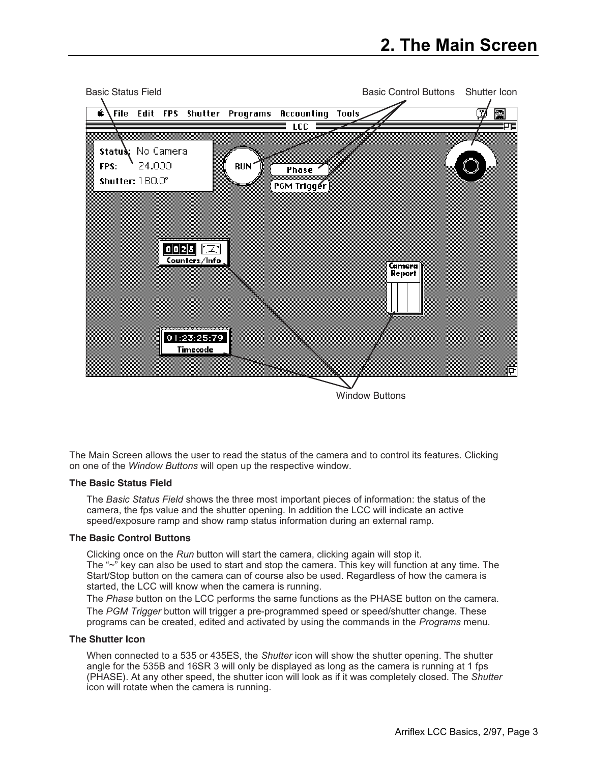# 2. The Main Screen

The Main Screen allows the user to read the status of the camera and to control its features. Clicking on one of the *Window Buttons* will open up the respective window.

**The Basic Status Field**

The *Basic Status Field* shows the three most important pieces of information: the status of the camera, the fps value and the shutter opening. In addition the LCC will indicate an active speed/exposure ramp and show ramp status information during an external ramp.

**The Basic Control Buttons**

Clicking once on the *Run* button will start the camera, clicking again will stop it.
The "~" key can also be used to start and stop the camera. This key will function at any time. The Start/Stop button on the camera can of course also be used. Regardless of how the camera is started, the LCC will know when the camera is running.

The *Phase* button on the LCC performs the same functions as the PHASE button on the camera.

The *PGM Trigger* button will trigger a pre-programmed speed or speed/shutter change. These programs can be created, edited and activated by using the commands in the *Programs* menu.

**The Shutter Icon**

When connected to a 535 or 435ES, the *Shutter* icon will show the shutter opening. The shutter angle for the 535B and 16SR 3 will only be displayed as long as the camera is running at 1 fps (PHASE). At any other speed, the shutter icon will look as if it was completely closed. The *Shutter* icon will rotate when the camera is running.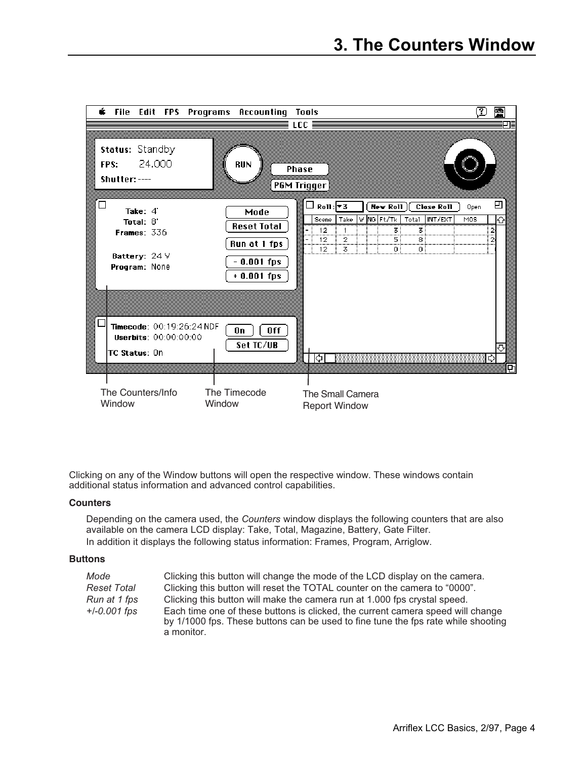# 3. The Counters Window

The Counters/Info Window

The Timecode Window

The Small Camera Report Window

Clicking on any of the Window buttons will open the respective window. These windows contain additional status information and advanced control capabilities.

**Counters**

Depending on the camera used, the *Counters* window displays the following counters that are also available on the camera LCD display: Take, Total, Magazine, Battery, Gate Filter.
In addition it displays the following status information: Frames, Program, Arriglow.

**Buttons**

| | |
|---|---|
| *Mode* | Clicking this button will change the mode of the LCD display on the camera. |
| *Reset Total* | Clicking this button will reset the TOTAL counter on the camera to “0000”. |
| *Run at 1 fps* | Clicking this button will make the camera run at 1.000 fps crystal speed. |
| *+/-0.001 fps* | Each time one of these buttons is clicked, the current camera speed will change by 1/1000 fps. These buttons can be used to fine tune the fps rate while shooting a monitor. |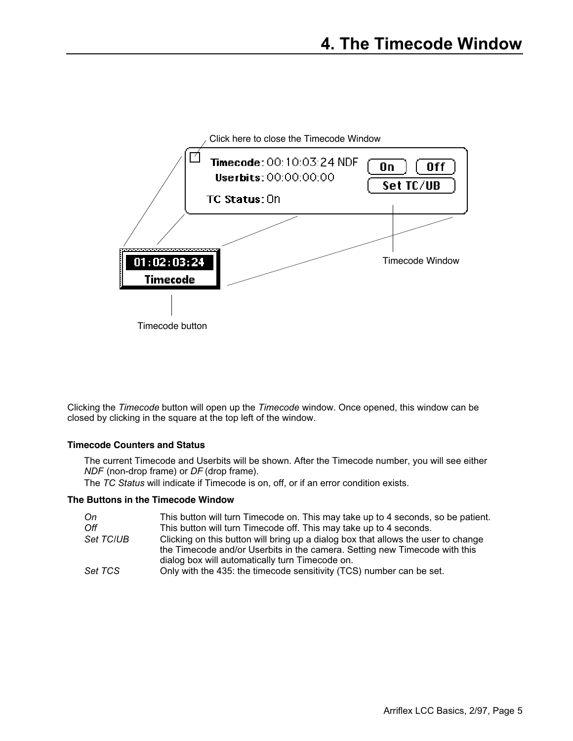# 4. The Timecode Window

Click here to close the Timecode Window

Timecode: 00:10:03:24 NDF

Userbits: 00:00:00:00

TC Status: On

On | Off | Set TC/UB

01:02:03:24

Timecode

Timecode Window

Timecode button

Clicking the *Timecode* button will open up the *Timecode* window. Once opened, this window can be closed by clicking in the square at the top left of the window.

**Timecode Counters and Status**

The current Timecode and Userbits will be shown. After the Timecode number, you will see either *NDF* (non-drop frame) or *DF* (drop frame).

The *TC Status* will indicate if Timecode is on, off, or if an error condition exists.

**The Buttons in the Timecode Window**

| | |
|---|---|
| *On* | This button will turn Timecode on. This may take up to 4 seconds, so be patient. |
| *Off* | This button will turn Timecode off. This may take up to 4 seconds. |
| *Set TC/UB* | Clicking on this button will bring up a dialog box that allows the user to change the Timecode and/or Userbits in the camera. Setting new Timecode with this dialog box will automatically turn Timecode on. |
| *Set TCS* | Only with the 435: the timecode sensitivity (TCS) number can be set. |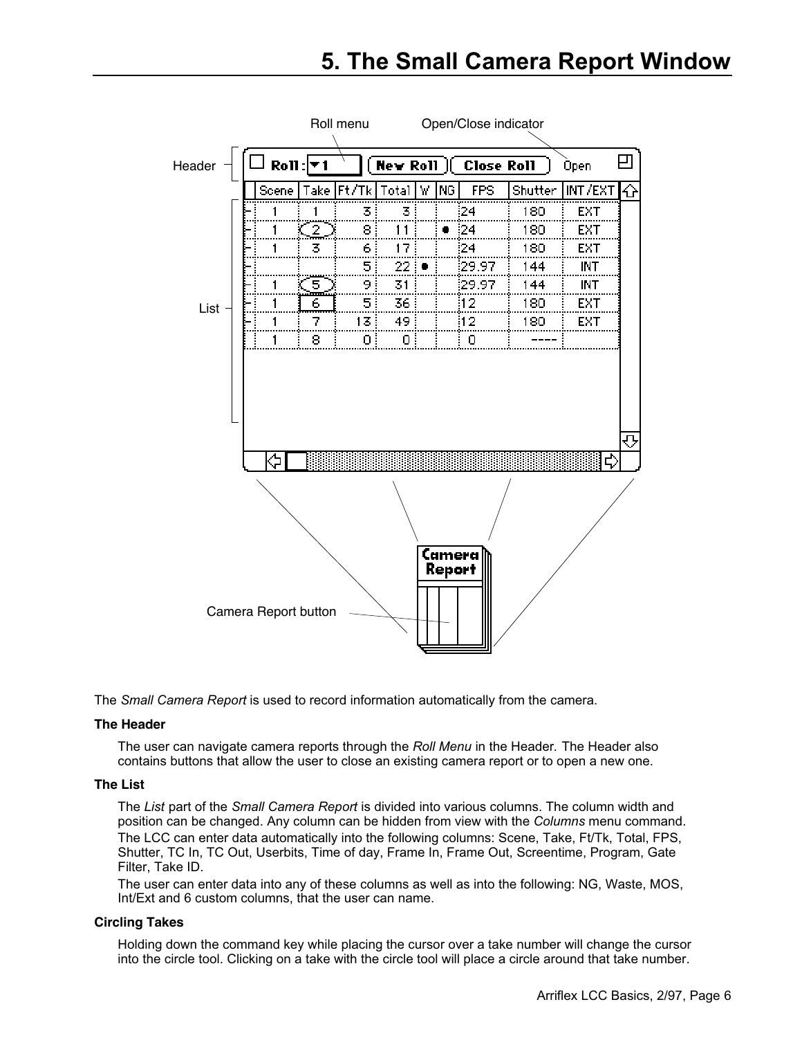# 5. The Small Camera Report Window

Roll menu

Open/Close indicator

Header

| | Scene | Take | Ft/Tk | Total | W | NG | FPS | Shutter | INT/EXT |
|---|---|---|---|---|---|---|---|---|---|
| - | 1 | 1 | 3 | 3 | | | 24 | 180 | EXT |
| - | 1 | 2 | 8 | 11 | | ● | 24 | 180 | EXT |
| - | 1 | 3 | 6 | 17 | | | 24 | 180 | EXT |
| - | | | 5 | 22 | ● | | 29.97 | 144 | INT |
| - | 1 | 5 | 9 | 31 | | | 29.97 | 144 | INT |
| - | 1 | 6 | 5 | 36 | | | 12 | 180 | EXT |
| - | 1 | 7 | 13 | 49 | | | 12 | 180 | EXT |
| | 1 | 8 | 0 | 0 | | | 0 | ---- | |

List

Camera Report button

The *Small Camera Report* is used to record information automatically from the camera.

**The Header**

The user can navigate camera reports through the *Roll Menu* in the Header. The Header also contains buttons that allow the user to close an existing camera report or to open a new one.

**The List**

The *List* part of the *Small Camera Report* is divided into various columns. The column width and position can be changed. Any column can be hidden from view with the *Columns* menu command.

The LCC can enter data automatically into the following columns: Scene, Take, Ft/Tk, Total, FPS, Shutter, TC In, TC Out, Userbits, Time of day, Frame In, Frame Out, Screentime, Program, Gate Filter, Take ID.

The user can enter data into any of these columns as well as into the following: NG, Waste, MOS, Int/Ext and 6 custom columns, that the user can name.

**Circling Takes**

Holding down the command key while placing the cursor over a take number will change the cursor into the circle tool. Clicking on a take with the circle tool will place a circle around that take number.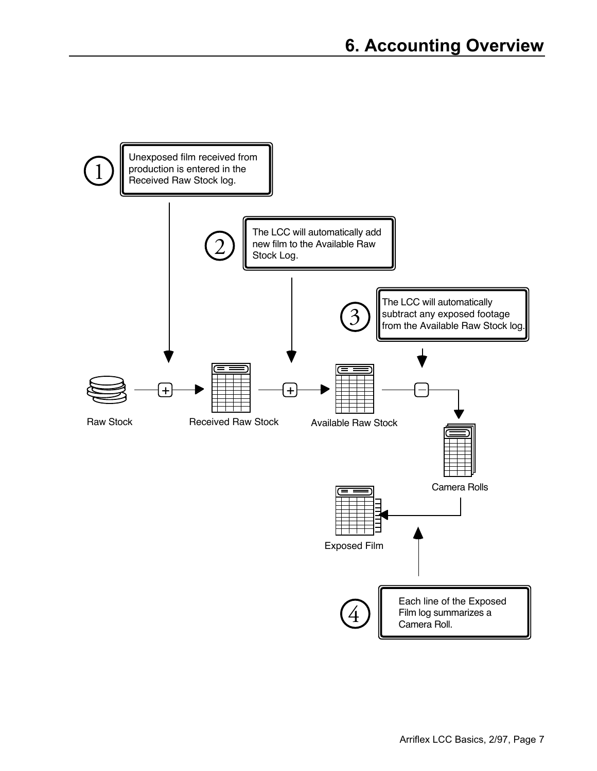# 6. Accounting Overview

1. Unexposed film received from production is entered in the Received Raw Stock log.

2. The LCC will automatically add new film to the Available Raw Stock Log.

3. The LCC will automatically subtract any exposed footage from the Available Raw Stock log.

Raw Stock

Received Raw Stock

Available Raw Stock

Camera Rolls

Exposed Film

4. Each line of the Exposed Film log summarizes a Camera Roll.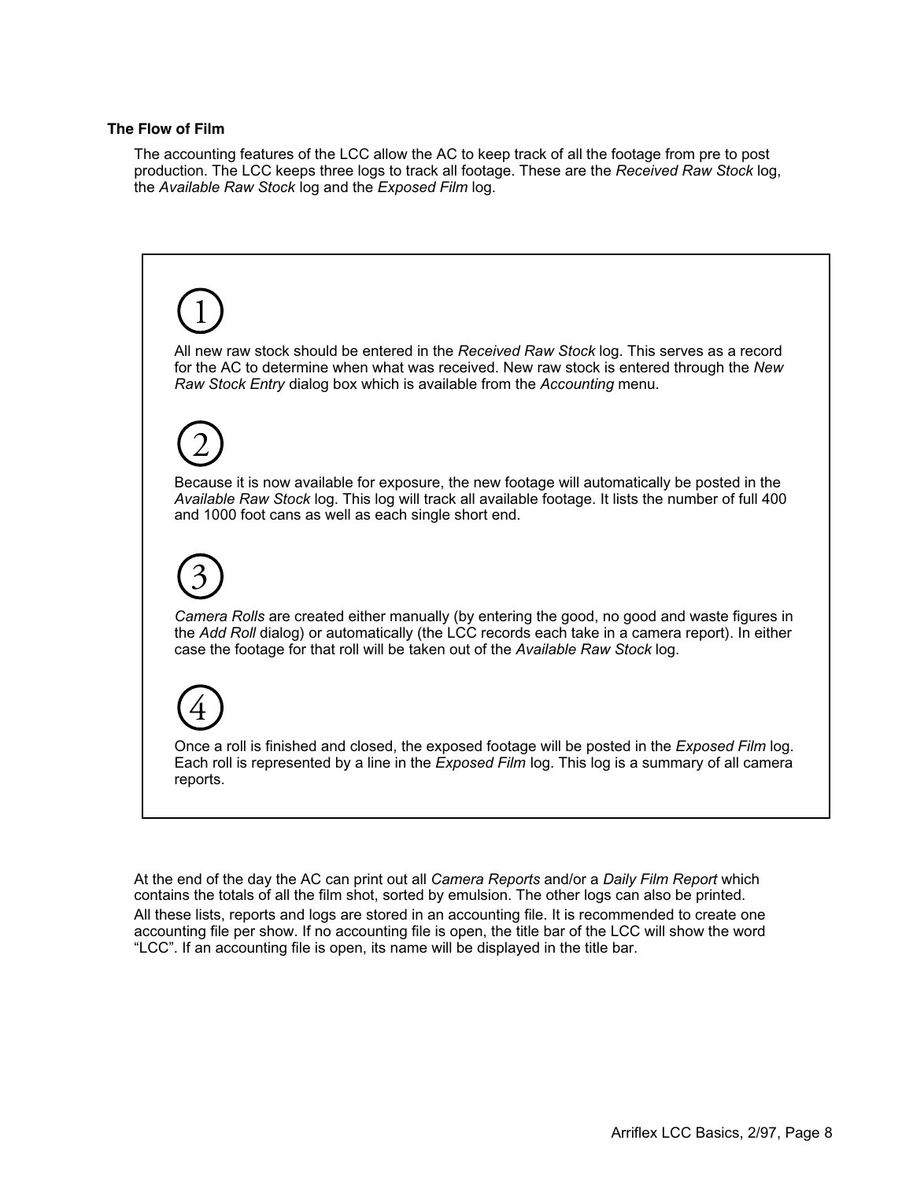### The Flow of Film

The accounting features of the LCC allow the AC to keep track of all the footage from pre to post production. The LCC keeps three logs to track all footage. These are the *Received Raw Stock* log, the *Available Raw Stock* log and the *Exposed Film* log.

①

All new raw stock should be entered in the *Received Raw Stock* log. This serves as a record for the AC to determine when what was received. New raw stock is entered through the *New Raw Stock Entry* dialog box which is available from the *Accounting* menu.

②

Because it is now available for exposure, the new footage will automatically be posted in the *Available Raw Stock* log. This log will track all available footage. It lists the number of full 400 and 1000 foot cans as well as each single short end.

③

*Camera Rolls* are created either manually (by entering the good, no good and waste figures in the *Add Roll* dialog) or automatically (the LCC records each take in a camera report). In either case the footage for that roll will be taken out of the *Available Raw Stock* log.

④

Once a roll is finished and closed, the exposed footage will be posted in the *Exposed Film* log. Each roll is represented by a line in the *Exposed Film* log. This log is a summary of all camera reports.

At the end of the day the AC can print out all *Camera Reports* and/or a *Daily Film Report* which contains the totals of all the film shot, sorted by emulsion. The other logs can also be printed.
All these lists, reports and logs are stored in an accounting file. It is recommended to create one accounting file per show. If no accounting file is open, the title bar of the LCC will show the word "LCC". If an accounting file is open, its name will be displayed in the title bar.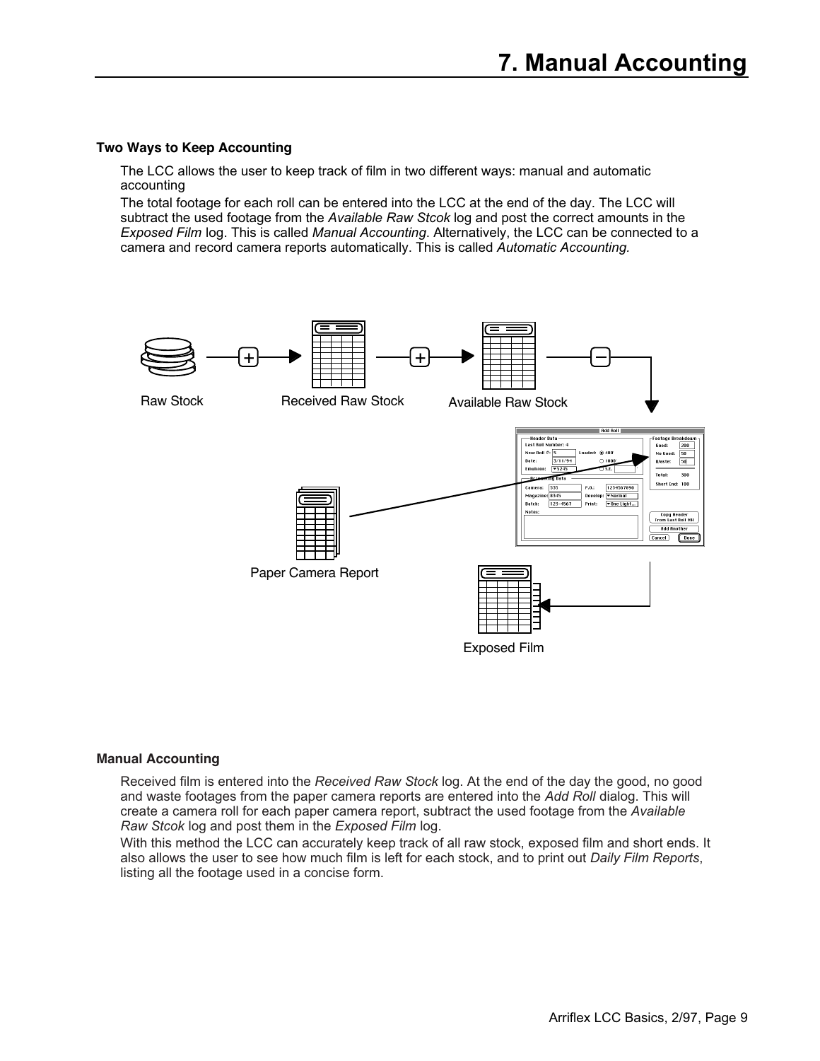# 7. Manual Accounting

### Two Ways to Keep Accounting

The LCC allows the user to keep track of film in two different ways: manual and automatic accounting

The total footage for each roll can be entered into the LCC at the end of the day. The LCC will subtract the used footage from the *Available Raw Stcok* log and post the correct amounts in the *Exposed Film* log. This is called *Manual Accounting*. Alternatively, the LCC can be connected to a camera and record camera reports automatically. This is called *Automatic Accounting.*

Raw Stock

Received Raw Stock

Available Raw Stock

Paper Camera Report

Exposed Film

### Manual Accounting

Received film is entered into the *Received Raw Stock* log. At the end of the day the good, no good and waste footages from the paper camera reports are entered into the *Add Roll* dialog. This will create a camera roll for each paper camera report, subtract the used footage from the *Available Raw Stcok* log and post them in the *Exposed Film* log.

With this method the LCC can accurately keep track of all raw stock, exposed film and short ends. It also allows the user to see how much film is left for each stock, and to print out *Daily Film Reports*, listing all the footage used in a concise form.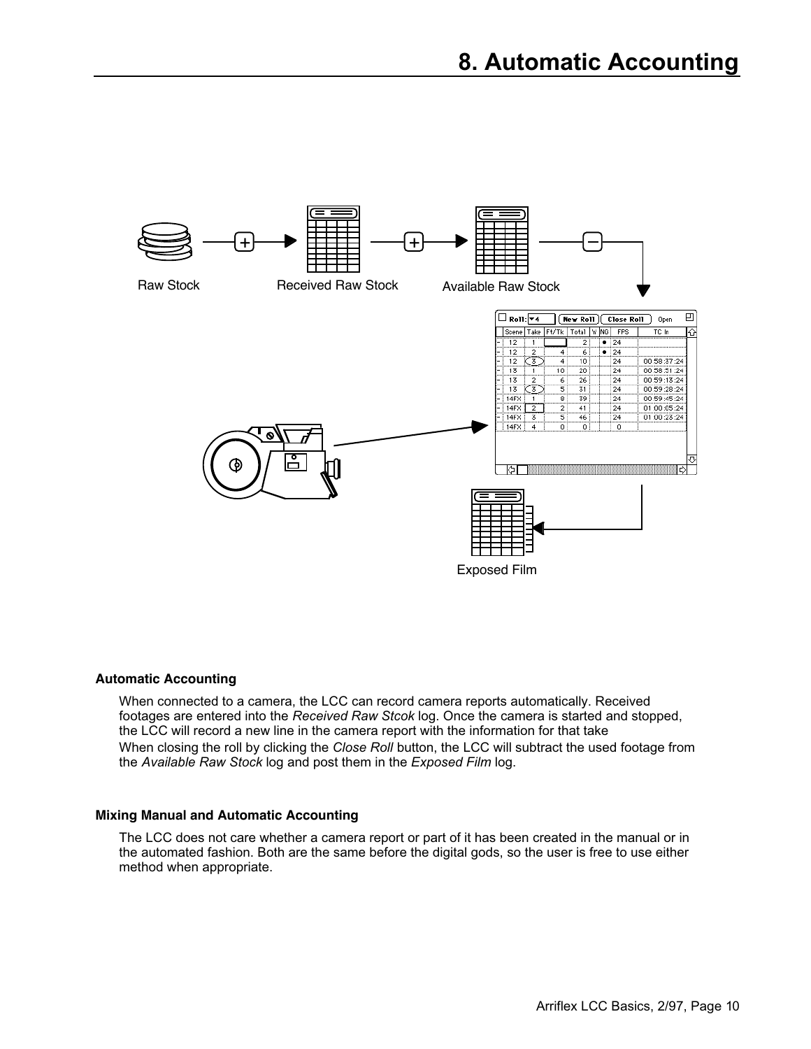# 8. Automatic Accounting

Raw Stock

Received Raw Stock

Available Raw Stock

Exposed Film

### Automatic Accounting

When connected to a camera, the LCC can record camera reports automatically. Received footages are entered into the *Received Raw Stcok* log. Once the camera is started and stopped, the LCC will record a new line in the camera report with the information for that take

When closing the roll by clicking the *Close Roll* button, the LCC will subtract the used footage from the *Available Raw Stock* log and post them in the *Exposed Film* log.

### Mixing Manual and Automatic Accounting

The LCC does not care whether a camera report or part of it has been created in the manual or in the automated fashion. Both are the same before the digital gods, so the user is free to use either method when appropriate.